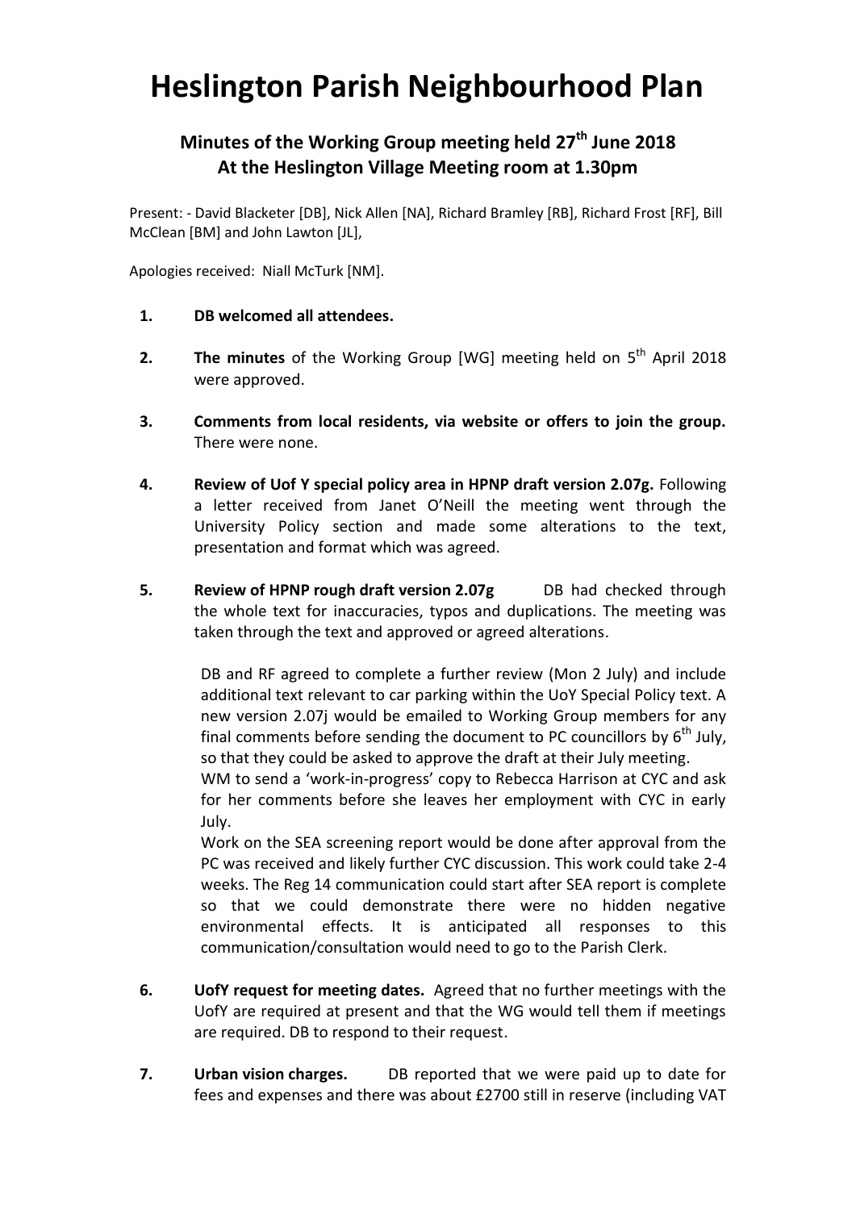# Heslington Parish Neighbourhood Plan

## Minutes of the Working Group meeting held 27th June 2018 At the Heslington Village Meeting room at 1.30pm

Present: - David Blacketer [DB], Nick Allen [NA], Richard Bramley [RB], Richard Frost [RF], Bill McClean [BM] and John Lawton [JL],

Apologies received: Niall McTurk [NM].

1. **DB welcomed all attendees.**

2. **The minutes** of the Working Group [WG] meeting held on 5th April 2018 were approved.

3. **Comments from local residents, via website or offers to join the group.** There were none.

4. **Review of Uof Y special policy area in HPNP draft version 2.07g.** Following a letter received from Janet O'Neill the meeting went through the University Policy section and made some alterations to the text, presentation and format which was agreed.

5. **Review of HPNP rough draft version 2.07g** DB had checked through the whole text for inaccuracies, typos and duplications. The meeting was taken through the text and approved or agreed alterations.

   DB and RF agreed to complete a further review (Mon 2 July) and include additional text relevant to car parking within the UoY Special Policy text. A new version 2.07j would be emailed to Working Group members for any final comments before sending the document to PC councillors by 6th July, so that they could be asked to approve the draft at their July meeting.
   WM to send a 'work-in-progress' copy to Rebecca Harrison at CYC and ask for her comments before she leaves her employment with CYC in early July.
   Work on the SEA screening report would be done after approval from the PC was received and likely further CYC discussion. This work could take 2-4 weeks. The Reg 14 communication could start after SEA report is complete so that we could demonstrate there were no hidden negative environmental effects. It is anticipated all responses to this communication/consultation would need to go to the Parish Clerk.

6. **UofY request for meeting dates.** Agreed that no further meetings with the UofY are required at present and that the WG would tell them if meetings are required. DB to respond to their request.

7. **Urban vision charges.** DB reported that we were paid up to date for fees and expenses and there was about £2700 still in reserve (including VAT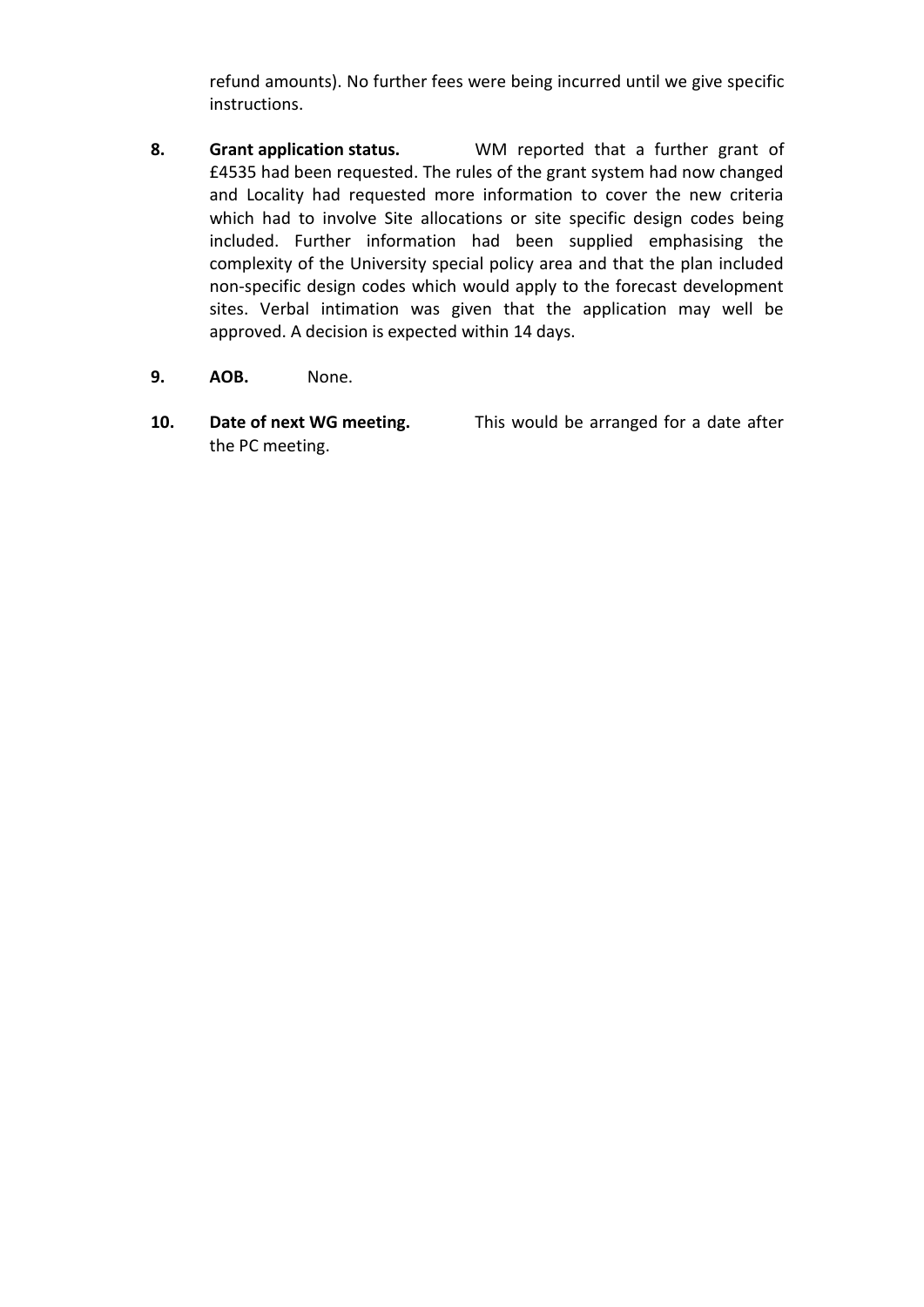refund amounts). No further fees were being incurred until we give specific instructions.

8. **Grant application status.** WM reported that a further grant of £4535 had been requested. The rules of the grant system had now changed and Locality had requested more information to cover the new criteria which had to involve Site allocations or site specific design codes being included. Further information had been supplied emphasising the complexity of the University special policy area and that the plan included non-specific design codes which would apply to the forecast development sites. Verbal intimation was given that the application may well be approved. A decision is expected within 14 days.

9. **AOB.** None.

10. **Date of next WG meeting.** This would be arranged for a date after the PC meeting.